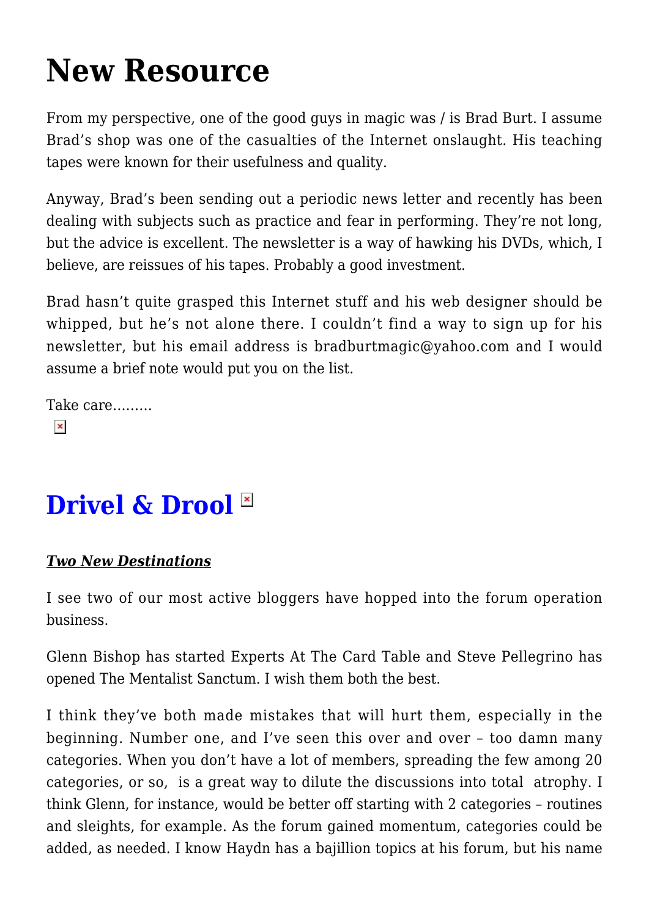# New Resource

From my perspective, one of the good guys in magic was / is Brad Burt. I assume Brad's shop was one of the casualties of the Internet onslaught. His teaching tapes were known for their usefulness and quality.

Anyway, Brad's been sending out a periodic news letter and recently has been dealing with subjects such as practice and fear in performing. They're not long, but the advice is excellent. The newsletter is a way of hawking his DVDs, which, I believe, are reissues of his tapes. Probably a good investment.

Brad hasn't quite grasped this Internet stuff and his web designer should be whipped, but he's not alone there. I couldn't find a way to sign up for his newsletter, but his email address is bradburtmagic@yahoo.com and I would assume a brief note would put you on the list.

Take care………

# Drivel & Drool

***Two New Destinations***

I see two of our most active bloggers have hopped into the forum operation business.

Glenn Bishop has started Experts At The Card Table and Steve Pellegrino has opened The Mentalist Sanctum. I wish them both the best.

I think they've both made mistakes that will hurt them, especially in the beginning. Number one, and I've seen this over and over – too damn many categories. When you don't have a lot of members, spreading the few among 20 categories, or so, is a great way to dilute the discussions into total atrophy. I think Glenn, for instance, would be better off starting with 2 categories – routines and sleights, for example. As the forum gained momentum, categories could be added, as needed. I know Haydn has a bajillion topics at his forum, but his name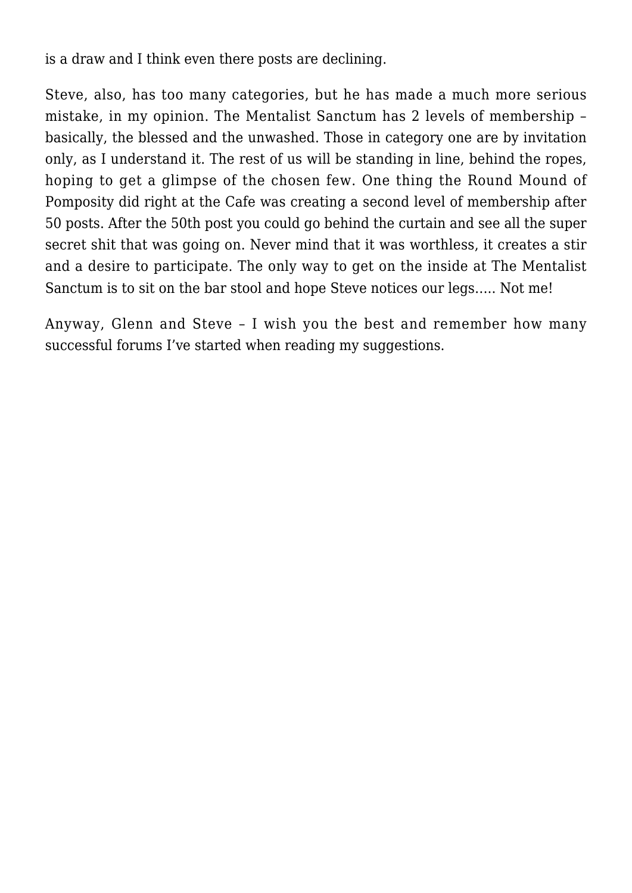is a draw and I think even there posts are declining.

Steve, also, has too many categories, but he has made a much more serious mistake, in my opinion. The Mentalist Sanctum has 2 levels of membership – basically, the blessed and the unwashed. Those in category one are by invitation only, as I understand it. The rest of us will be standing in line, behind the ropes, hoping to get a glimpse of the chosen few. One thing the Round Mound of Pomposity did right at the Cafe was creating a second level of membership after 50 posts. After the 50th post you could go behind the curtain and see all the super secret shit that was going on. Never mind that it was worthless, it creates a stir and a desire to participate. The only way to get on the inside at The Mentalist Sanctum is to sit on the bar stool and hope Steve notices our legs….. Not me!

Anyway, Glenn and Steve – I wish you the best and remember how many successful forums I've started when reading my suggestions.